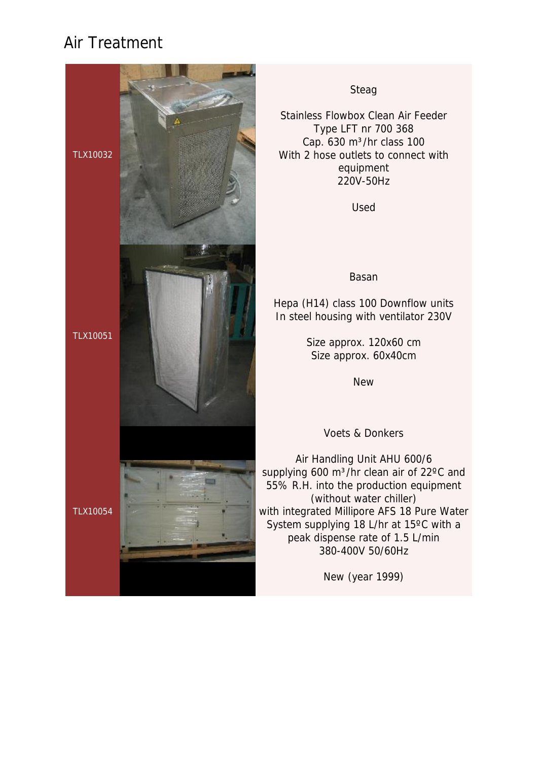# Air Treatment

| | |
|---|---|
| TLX10032 | Steag<br><br>Stainless Flowbox Clean Air Feeder<br>Type LFT nr 700 368<br>Cap. 630 m³/hr class 100<br>With 2 hose outlets to connect with equipment<br>220V-50Hz<br><br>Used |
| TLX10051 | Basan<br><br>Hepa (H14) class 100 Downflow units<br>In steel housing with ventilator 230V<br><br>Size approx. 120x60 cm<br>Size approx. 60x40cm<br><br>New |
| TLX10054 | Voets & Donkers<br><br>Air Handling Unit AHU 600/6<br>supplying 600 m³/hr clean air of 22ºC and 55% R.H. into the production equipment (without water chiller)<br>with integrated Millipore AFS 18 Pure Water System supplying 18 L/hr at 15ºC with a peak dispense rate of 1.5 L/min<br>380-400V 50/60Hz<br><br>New (year 1999) |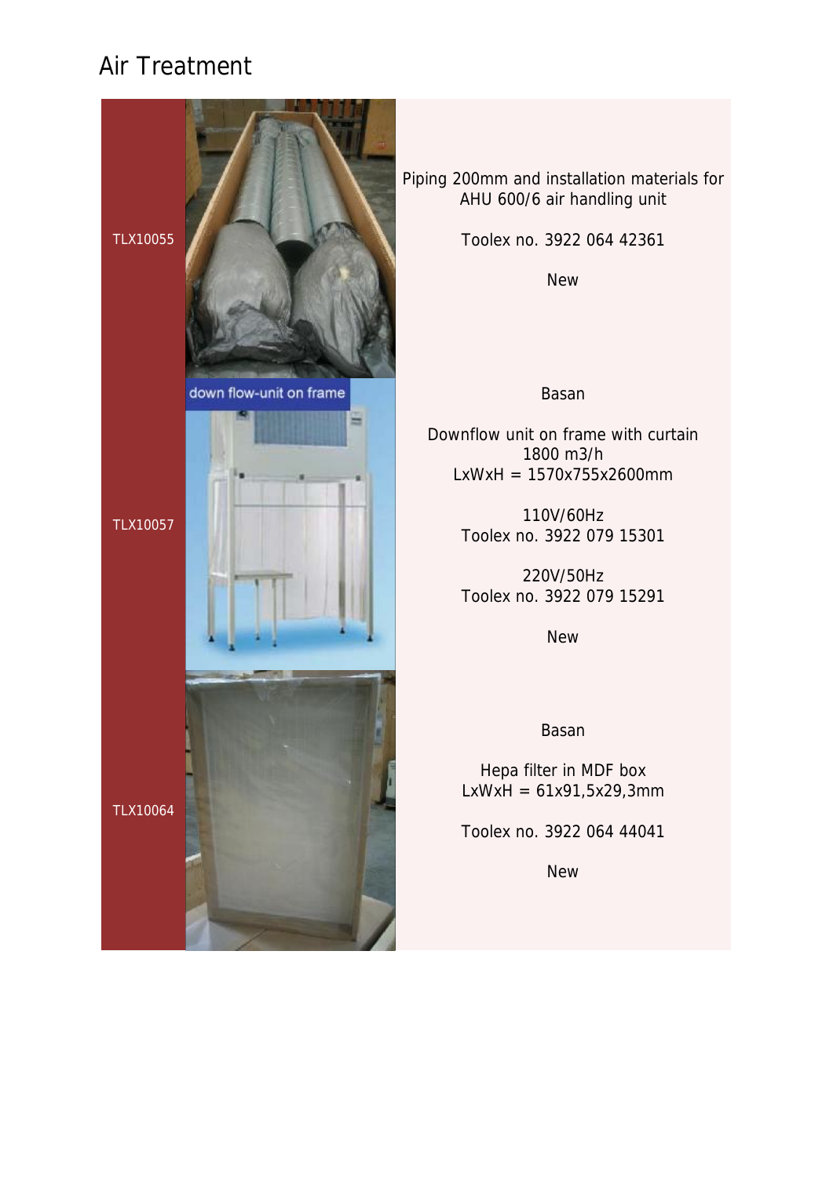# Air Treatment

| | Description |
|---|---|
| TLX10055 | Piping 200mm and installation materials for AHU 600/6 air handling unit<br><br>Toolex no. 3922 064 42361<br><br>New |
| TLX10057 | Basan<br><br>Downflow unit on frame with curtain<br>1800 m3/h<br>LxWxH = 1570x755x2600mm<br><br>110V/60Hz<br>Toolex no. 3922 079 15301<br><br>220V/50Hz<br>Toolex no. 3922 079 15291<br><br>New |
| TLX10064 | Basan<br><br>Hepa filter in MDF box<br>LxWxH = 61x91,5x29,3mm<br><br>Toolex no. 3922 064 44041<br><br>New |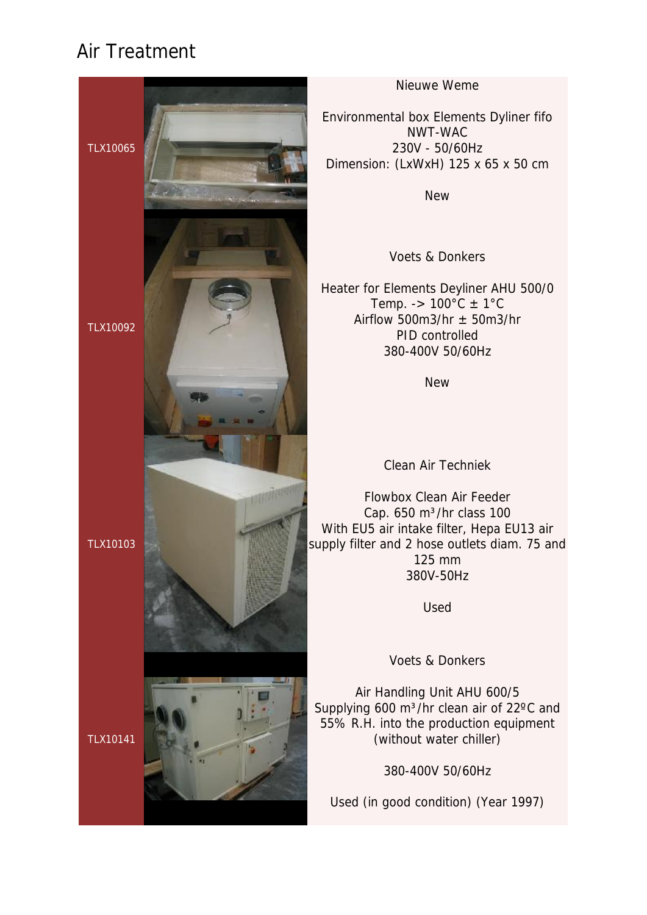# Air Treatment

| | |
|---|---|
| TLX10065 | Nieuwe Weme<br><br>Environmental box Elements Dyliner fifo<br>NWT-WAC<br>230V - 50/60Hz<br>Dimension: (LxWxH) 125 x 65 x 50 cm<br><br>New |
| TLX10092 | Voets & Donkers<br><br>Heater for Elements Deyliner AHU 500/0<br>Temp. -> 100°C ± 1°C<br>Airflow 500m3/hr ± 50m3/hr<br>PID controlled<br>380-400V 50/60Hz<br><br>New |
| TLX10103 | Clean Air Techniek<br><br>Flowbox Clean Air Feeder<br>Cap. 650 $m^3$/hr class 100<br>With EU5 air intake filter, Hepa EU13 air supply filter and 2 hose outlets diam. 75 and 125 mm<br>380V-50Hz<br><br>Used |
| TLX10141 | Voets & Donkers<br><br>Air Handling Unit AHU 600/5<br>Supplying 600 $m^3$/hr clean air of 22ºC and 55% R.H. into the production equipment (without water chiller)<br><br>380-400V 50/60Hz<br><br>Used (in good condition) (Year 1997) |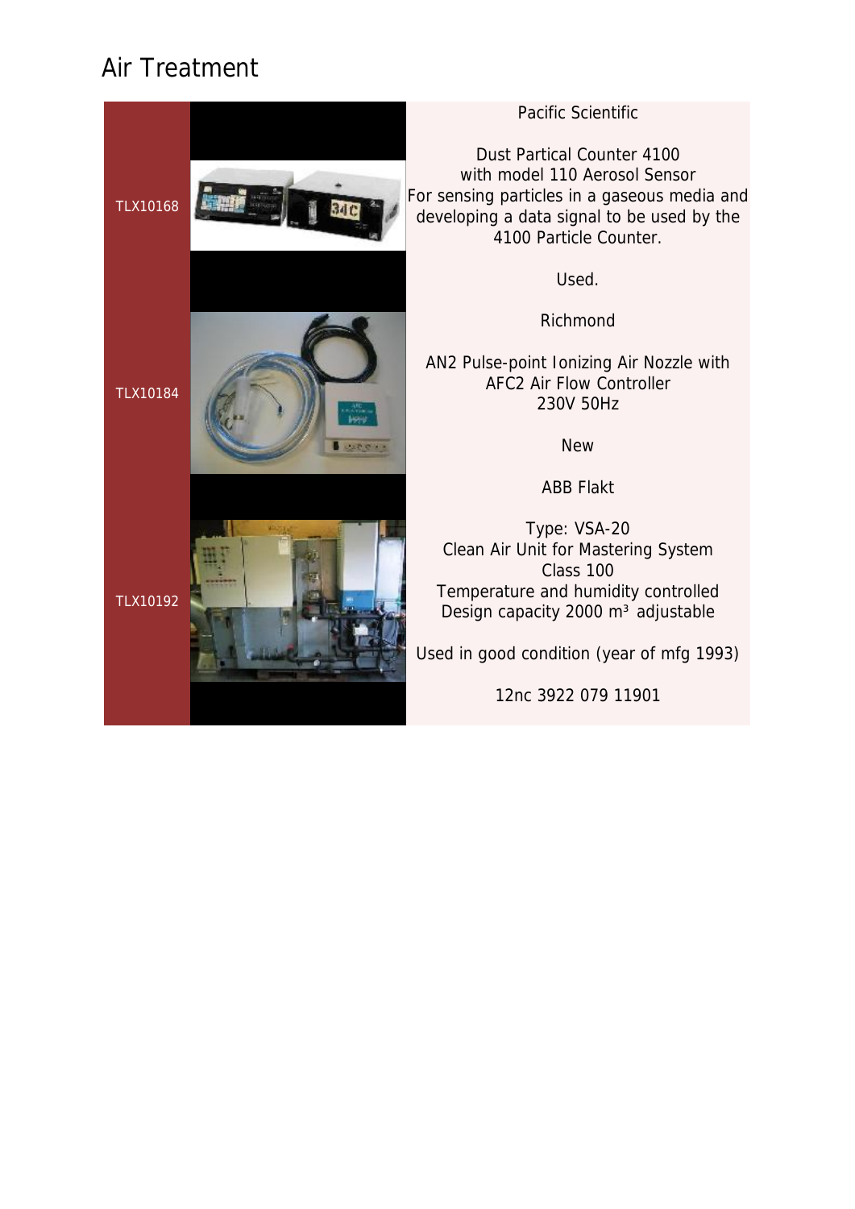# Air Treatment

| | | |
|---|---|---|
| TLX10168 | | Pacific Scientific<br><br>Dust Partical Counter 4100<br>with model 110 Aerosol Sensor<br>For sensing particles in a gaseous media and developing a data signal to be used by the 4100 Particle Counter.<br><br>Used. |
| TLX10184 | | Richmond<br><br>AN2 Pulse-point Ionizing Air Nozzle with AFC2 Air Flow Controller<br>230V 50Hz<br><br>New |
| TLX10192 | | ABB Flakt<br><br>Type: VSA-20<br>Clean Air Unit for Mastering System<br>Class 100<br>Temperature and humidity controlled<br>Design capacity 2000 m³ adjustable<br><br>Used in good condition (year of mfg 1993)<br><br>12nc 3922 079 11901 |